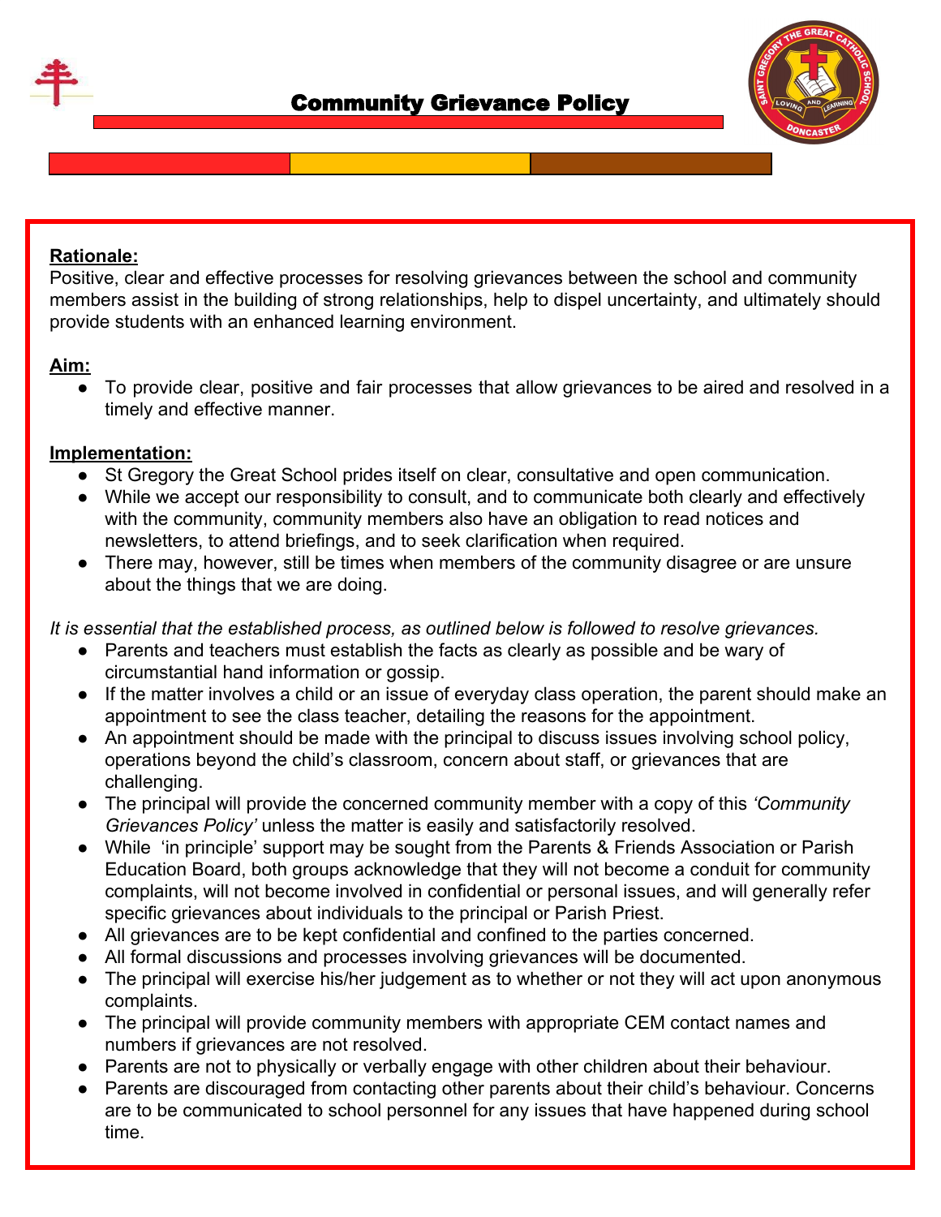# Community Grievance Policy

**Rationale:**

Positive, clear and effective processes for resolving grievances between the school and community members assist in the building of strong relationships, help to dispel uncertainty, and ultimately should provide students with an enhanced learning environment.

**Aim:**

- To provide clear, positive and fair processes that allow grievances to be aired and resolved in a timely and effective manner.

**Implementation:**

- St Gregory the Great School prides itself on clear, consultative and open communication.
- While we accept our responsibility to consult, and to communicate both clearly and effectively with the community, community members also have an obligation to read notices and newsletters, to attend briefings, and to seek clarification when required.
- There may, however, still be times when members of the community disagree or are unsure about the things that we are doing.

*It is essential that the established process, as outlined below is followed to resolve grievances.*

- Parents and teachers must establish the facts as clearly as possible and be wary of circumstantial hand information or gossip.
- If the matter involves a child or an issue of everyday class operation, the parent should make an appointment to see the class teacher, detailing the reasons for the appointment.
- An appointment should be made with the principal to discuss issues involving school policy, operations beyond the child's classroom, concern about staff, or grievances that are challenging.
- The principal will provide the concerned community member with a copy of this *'Community Grievances Policy'* unless the matter is easily and satisfactorily resolved.
- While 'in principle' support may be sought from the Parents & Friends Association or Parish Education Board, both groups acknowledge that they will not become a conduit for community complaints, will not become involved in confidential or personal issues, and will generally refer specific grievances about individuals to the principal or Parish Priest.
- All grievances are to be kept confidential and confined to the parties concerned.
- All formal discussions and processes involving grievances will be documented.
- The principal will exercise his/her judgement as to whether or not they will act upon anonymous complaints.
- The principal will provide community members with appropriate CEM contact names and numbers if grievances are not resolved.
- Parents are not to physically or verbally engage with other children about their behaviour.
- Parents are discouraged from contacting other parents about their child's behaviour. Concerns are to be communicated to school personnel for any issues that have happened during school time.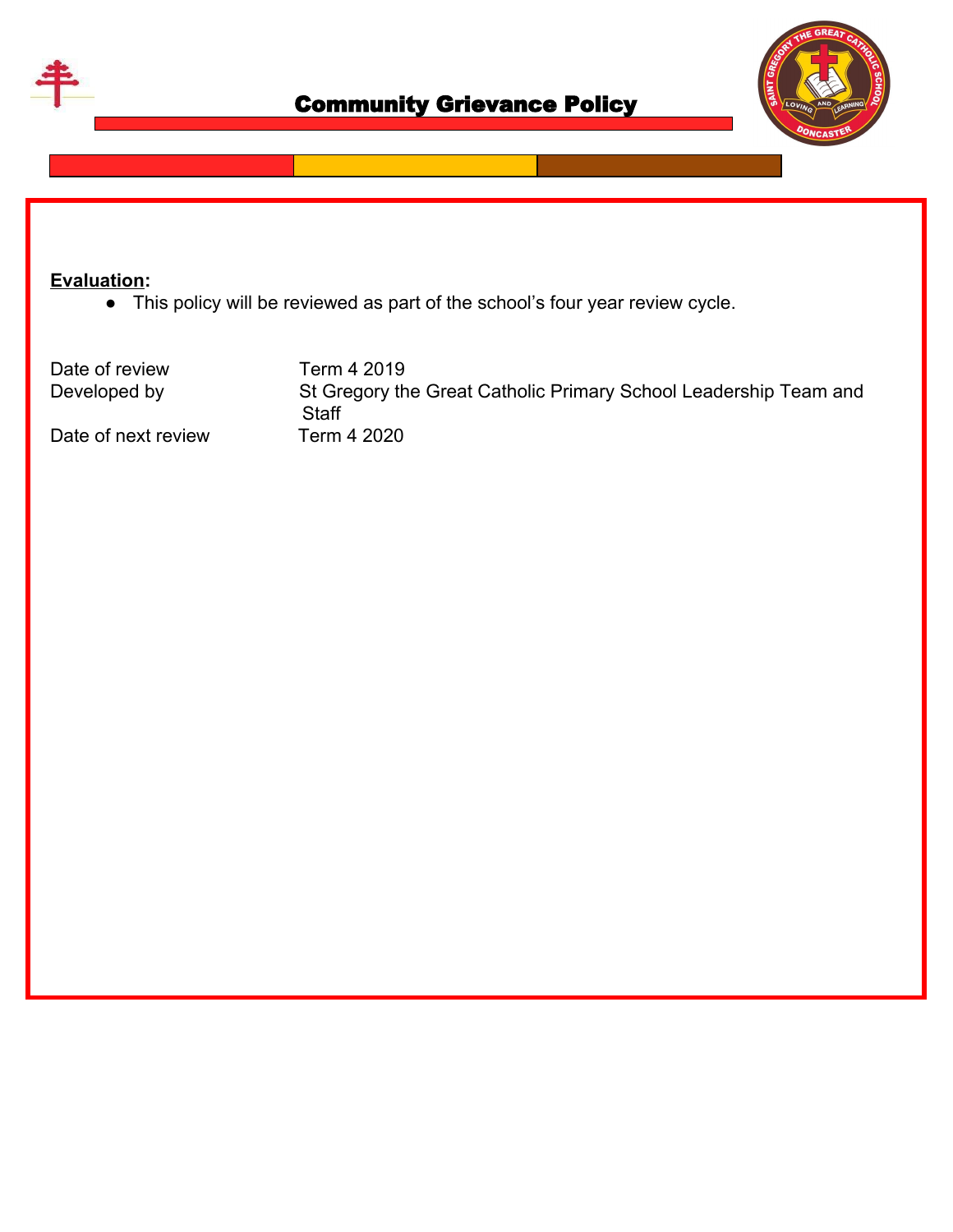**Evaluation:**

- This policy will be reviewed as part of the school's four year review cycle.

| | |
|---|---|
| Date of review | Term 4 2019 |
| Developed by | St Gregory the Great Catholic Primary School Leadership Team and Staff |
| Date of next review | Term 4 2020 |